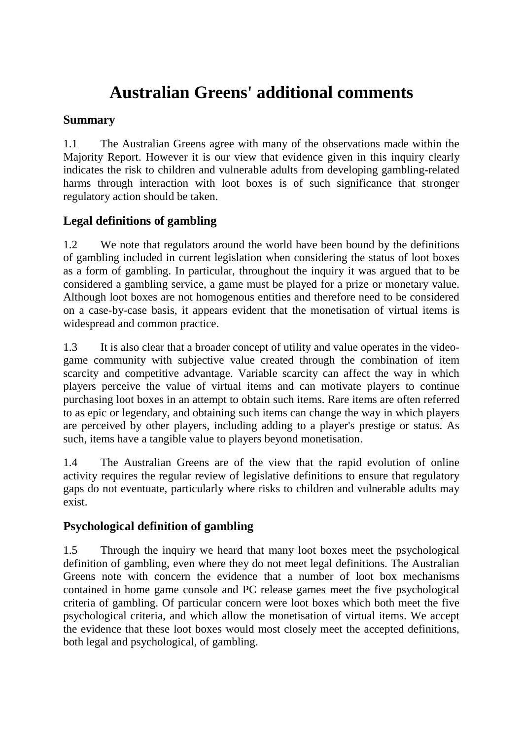# Australian Greens' additional comments

## Summary

1.1 The Australian Greens agree with many of the observations made within the Majority Report. However it is our view that evidence given in this inquiry clearly indicates the risk to children and vulnerable adults from developing gambling-related harms through interaction with loot boxes is of such significance that stronger regulatory action should be taken.

## Legal definitions of gambling

1.2 We note that regulators around the world have been bound by the definitions of gambling included in current legislation when considering the status of loot boxes as a form of gambling. In particular, throughout the inquiry it was argued that to be considered a gambling service, a game must be played for a prize or monetary value. Although loot boxes are not homogenous entities and therefore need to be considered on a case-by-case basis, it appears evident that the monetisation of virtual items is widespread and common practice.

1.3 It is also clear that a broader concept of utility and value operates in the video-game community with subjective value created through the combination of item scarcity and competitive advantage. Variable scarcity can affect the way in which players perceive the value of virtual items and can motivate players to continue purchasing loot boxes in an attempt to obtain such items. Rare items are often referred to as epic or legendary, and obtaining such items can change the way in which players are perceived by other players, including adding to a player's prestige or status. As such, items have a tangible value to players beyond monetisation.

1.4 The Australian Greens are of the view that the rapid evolution of online activity requires the regular review of legislative definitions to ensure that regulatory gaps do not eventuate, particularly where risks to children and vulnerable adults may exist.

## Psychological definition of gambling

1.5 Through the inquiry we heard that many loot boxes meet the psychological definition of gambling, even where they do not meet legal definitions. The Australian Greens note with concern the evidence that a number of loot box mechanisms contained in home game console and PC release games meet the five psychological criteria of gambling. Of particular concern were loot boxes which both meet the five psychological criteria, and which allow the monetisation of virtual items. We accept the evidence that these loot boxes would most closely meet the accepted definitions, both legal and psychological, of gambling.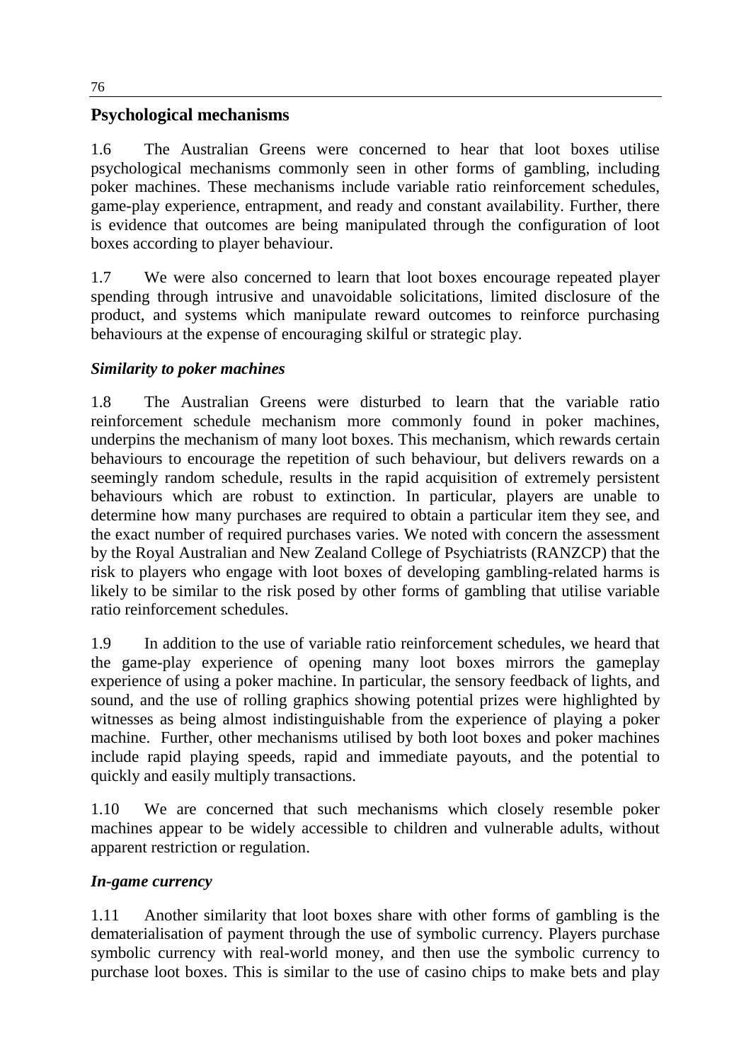## Psychological mechanisms

1.6 The Australian Greens were concerned to hear that loot boxes utilise psychological mechanisms commonly seen in other forms of gambling, including poker machines. These mechanisms include variable ratio reinforcement schedules, game-play experience, entrapment, and ready and constant availability. Further, there is evidence that outcomes are being manipulated through the configuration of loot boxes according to player behaviour.

1.7 We were also concerned to learn that loot boxes encourage repeated player spending through intrusive and unavoidable solicitations, limited disclosure of the product, and systems which manipulate reward outcomes to reinforce purchasing behaviours at the expense of encouraging skilful or strategic play.

### *Similarity to poker machines*

1.8 The Australian Greens were disturbed to learn that the variable ratio reinforcement schedule mechanism more commonly found in poker machines, underpins the mechanism of many loot boxes. This mechanism, which rewards certain behaviours to encourage the repetition of such behaviour, but delivers rewards on a seemingly random schedule, results in the rapid acquisition of extremely persistent behaviours which are robust to extinction. In particular, players are unable to determine how many purchases are required to obtain a particular item they see, and the exact number of required purchases varies. We noted with concern the assessment by the Royal Australian and New Zealand College of Psychiatrists (RANZCP) that the risk to players who engage with loot boxes of developing gambling-related harms is likely to be similar to the risk posed by other forms of gambling that utilise variable ratio reinforcement schedules.

1.9 In addition to the use of variable ratio reinforcement schedules, we heard that the game-play experience of opening many loot boxes mirrors the gameplay experience of using a poker machine. In particular, the sensory feedback of lights, and sound, and the use of rolling graphics showing potential prizes were highlighted by witnesses as being almost indistinguishable from the experience of playing a poker machine. Further, other mechanisms utilised by both loot boxes and poker machines include rapid playing speeds, rapid and immediate payouts, and the potential to quickly and easily multiply transactions.

1.10 We are concerned that such mechanisms which closely resemble poker machines appear to be widely accessible to children and vulnerable adults, without apparent restriction or regulation.

### *In-game currency*

1.11 Another similarity that loot boxes share with other forms of gambling is the dematerialisation of payment through the use of symbolic currency. Players purchase symbolic currency with real-world money, and then use the symbolic currency to purchase loot boxes. This is similar to the use of casino chips to make bets and play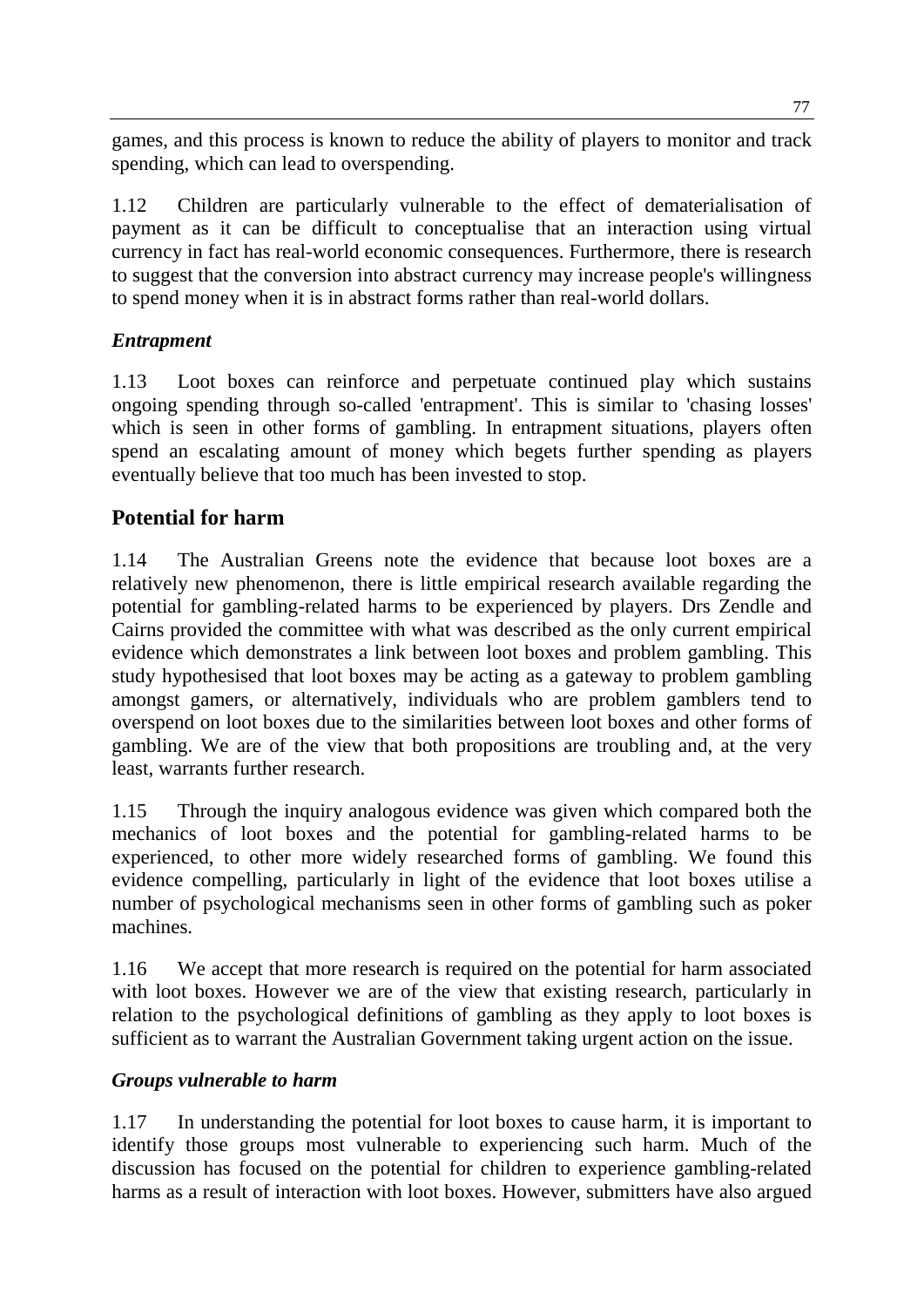games, and this process is known to reduce the ability of players to monitor and track spending, which can lead to overspending.

1.12 Children are particularly vulnerable to the effect of dematerialisation of payment as it can be difficult to conceptualise that an interaction using virtual currency in fact has real-world economic consequences. Furthermore, there is research to suggest that the conversion into abstract currency may increase people's willingness to spend money when it is in abstract forms rather than real-world dollars.

### *Entrapment*

1.13 Loot boxes can reinforce and perpetuate continued play which sustains ongoing spending through so-called 'entrapment'. This is similar to 'chasing losses' which is seen in other forms of gambling. In entrapment situations, players often spend an escalating amount of money which begets further spending as players eventually believe that too much has been invested to stop.

## Potential for harm

1.14 The Australian Greens note the evidence that because loot boxes are a relatively new phenomenon, there is little empirical research available regarding the potential for gambling-related harms to be experienced by players. Drs Zendle and Cairns provided the committee with what was described as the only current empirical evidence which demonstrates a link between loot boxes and problem gambling. This study hypothesised that loot boxes may be acting as a gateway to problem gambling amongst gamers, or alternatively, individuals who are problem gamblers tend to overspend on loot boxes due to the similarities between loot boxes and other forms of gambling. We are of the view that both propositions are troubling and, at the very least, warrants further research.

1.15 Through the inquiry analogous evidence was given which compared both the mechanics of loot boxes and the potential for gambling-related harms to be experienced, to other more widely researched forms of gambling. We found this evidence compelling, particularly in light of the evidence that loot boxes utilise a number of psychological mechanisms seen in other forms of gambling such as poker machines.

1.16 We accept that more research is required on the potential for harm associated with loot boxes. However we are of the view that existing research, particularly in relation to the psychological definitions of gambling as they apply to loot boxes is sufficient as to warrant the Australian Government taking urgent action on the issue.

### *Groups vulnerable to harm*

1.17 In understanding the potential for loot boxes to cause harm, it is important to identify those groups most vulnerable to experiencing such harm. Much of the discussion has focused on the potential for children to experience gambling-related harms as a result of interaction with loot boxes. However, submitters have also argued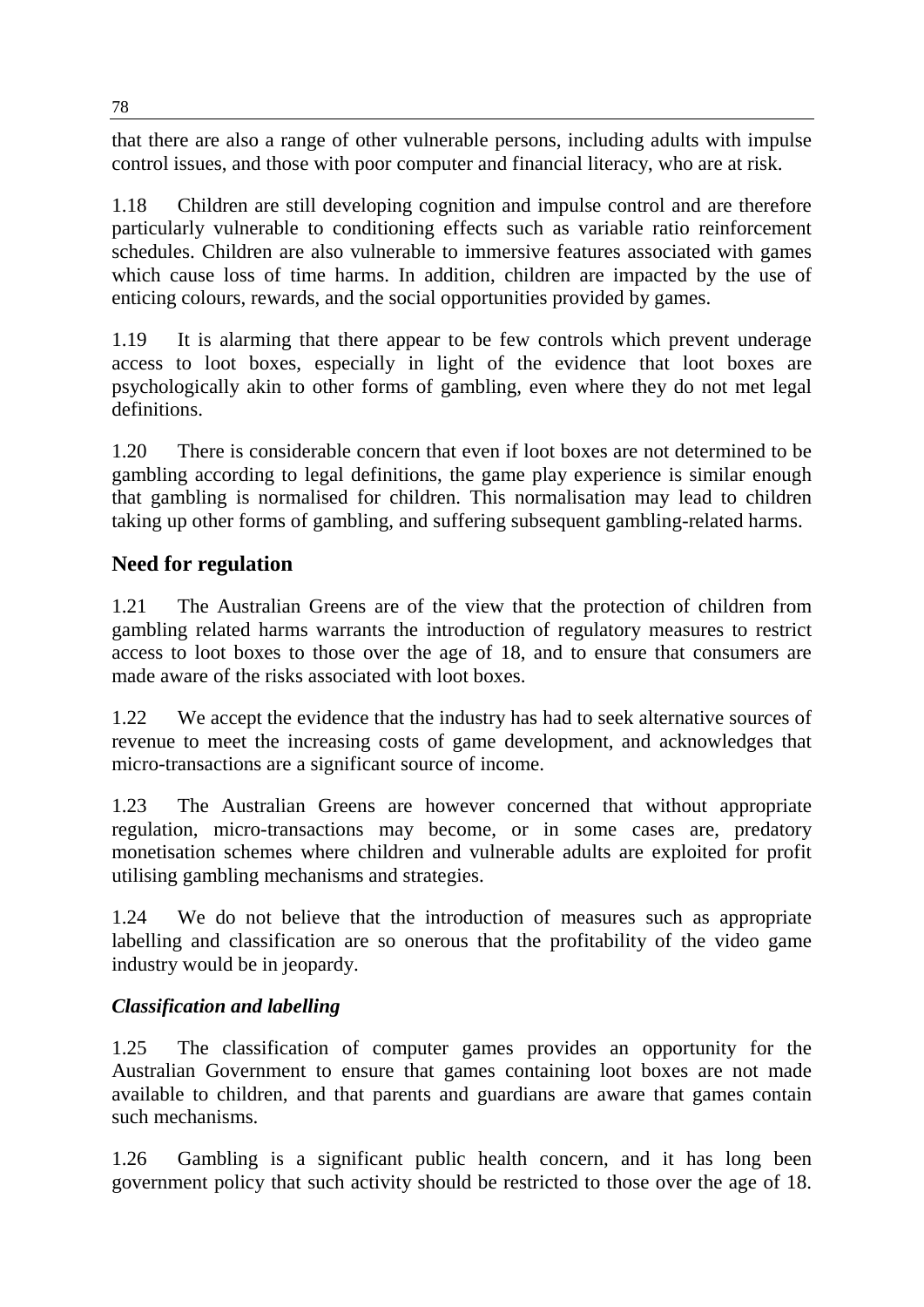that there are also a range of other vulnerable persons, including adults with impulse control issues, and those with poor computer and financial literacy, who are at risk.

1.18 Children are still developing cognition and impulse control and are therefore particularly vulnerable to conditioning effects such as variable ratio reinforcement schedules. Children are also vulnerable to immersive features associated with games which cause loss of time harms. In addition, children are impacted by the use of enticing colours, rewards, and the social opportunities provided by games.

1.19 It is alarming that there appear to be few controls which prevent underage access to loot boxes, especially in light of the evidence that loot boxes are psychologically akin to other forms of gambling, even where they do not met legal definitions.

1.20 There is considerable concern that even if loot boxes are not determined to be gambling according to legal definitions, the game play experience is similar enough that gambling is normalised for children. This normalisation may lead to children taking up other forms of gambling, and suffering subsequent gambling-related harms.

## Need for regulation

1.21 The Australian Greens are of the view that the protection of children from gambling related harms warrants the introduction of regulatory measures to restrict access to loot boxes to those over the age of 18, and to ensure that consumers are made aware of the risks associated with loot boxes.

1.22 We accept the evidence that the industry has had to seek alternative sources of revenue to meet the increasing costs of game development, and acknowledges that micro-transactions are a significant source of income.

1.23 The Australian Greens are however concerned that without appropriate regulation, micro-transactions may become, or in some cases are, predatory monetisation schemes where children and vulnerable adults are exploited for profit utilising gambling mechanisms and strategies.

1.24 We do not believe that the introduction of measures such as appropriate labelling and classification are so onerous that the profitability of the video game industry would be in jeopardy.

### *Classification and labelling*

1.25 The classification of computer games provides an opportunity for the Australian Government to ensure that games containing loot boxes are not made available to children, and that parents and guardians are aware that games contain such mechanisms.

1.26 Gambling is a significant public health concern, and it has long been government policy that such activity should be restricted to those over the age of 18.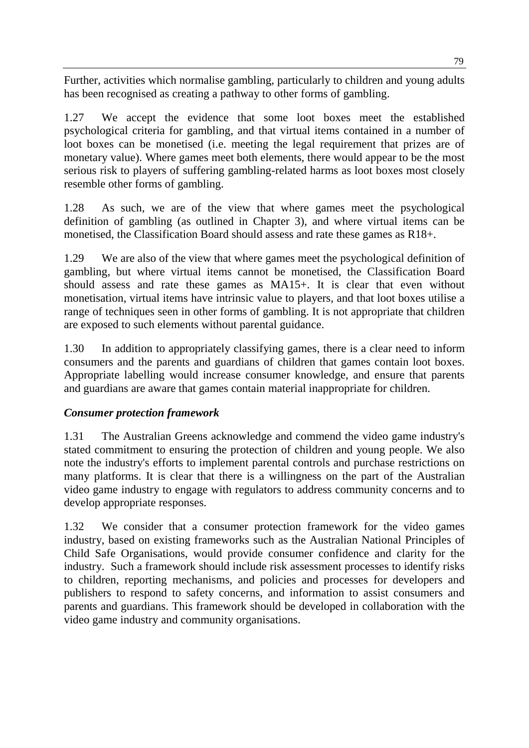Further, activities which normalise gambling, particularly to children and young adults has been recognised as creating a pathway to other forms of gambling.

1.27 We accept the evidence that some loot boxes meet the established psychological criteria for gambling, and that virtual items contained in a number of loot boxes can be monetised (i.e. meeting the legal requirement that prizes are of monetary value). Where games meet both elements, there would appear to be the most serious risk to players of suffering gambling-related harms as loot boxes most closely resemble other forms of gambling.

1.28 As such, we are of the view that where games meet the psychological definition of gambling (as outlined in Chapter 3), and where virtual items can be monetised, the Classification Board should assess and rate these games as R18+.

1.29 We are also of the view that where games meet the psychological definition of gambling, but where virtual items cannot be monetised, the Classification Board should assess and rate these games as MA15+. It is clear that even without monetisation, virtual items have intrinsic value to players, and that loot boxes utilise a range of techniques seen in other forms of gambling. It is not appropriate that children are exposed to such elements without parental guidance.

1.30 In addition to appropriately classifying games, there is a clear need to inform consumers and the parents and guardians of children that games contain loot boxes. Appropriate labelling would increase consumer knowledge, and ensure that parents and guardians are aware that games contain material inappropriate for children.

### *Consumer protection framework*

1.31 The Australian Greens acknowledge and commend the video game industry's stated commitment to ensuring the protection of children and young people. We also note the industry's efforts to implement parental controls and purchase restrictions on many platforms. It is clear that there is a willingness on the part of the Australian video game industry to engage with regulators to address community concerns and to develop appropriate responses.

1.32 We consider that a consumer protection framework for the video games industry, based on existing frameworks such as the Australian National Principles of Child Safe Organisations, would provide consumer confidence and clarity for the industry. Such a framework should include risk assessment processes to identify risks to children, reporting mechanisms, and policies and processes for developers and publishers to respond to safety concerns, and information to assist consumers and parents and guardians. This framework should be developed in collaboration with the video game industry and community organisations.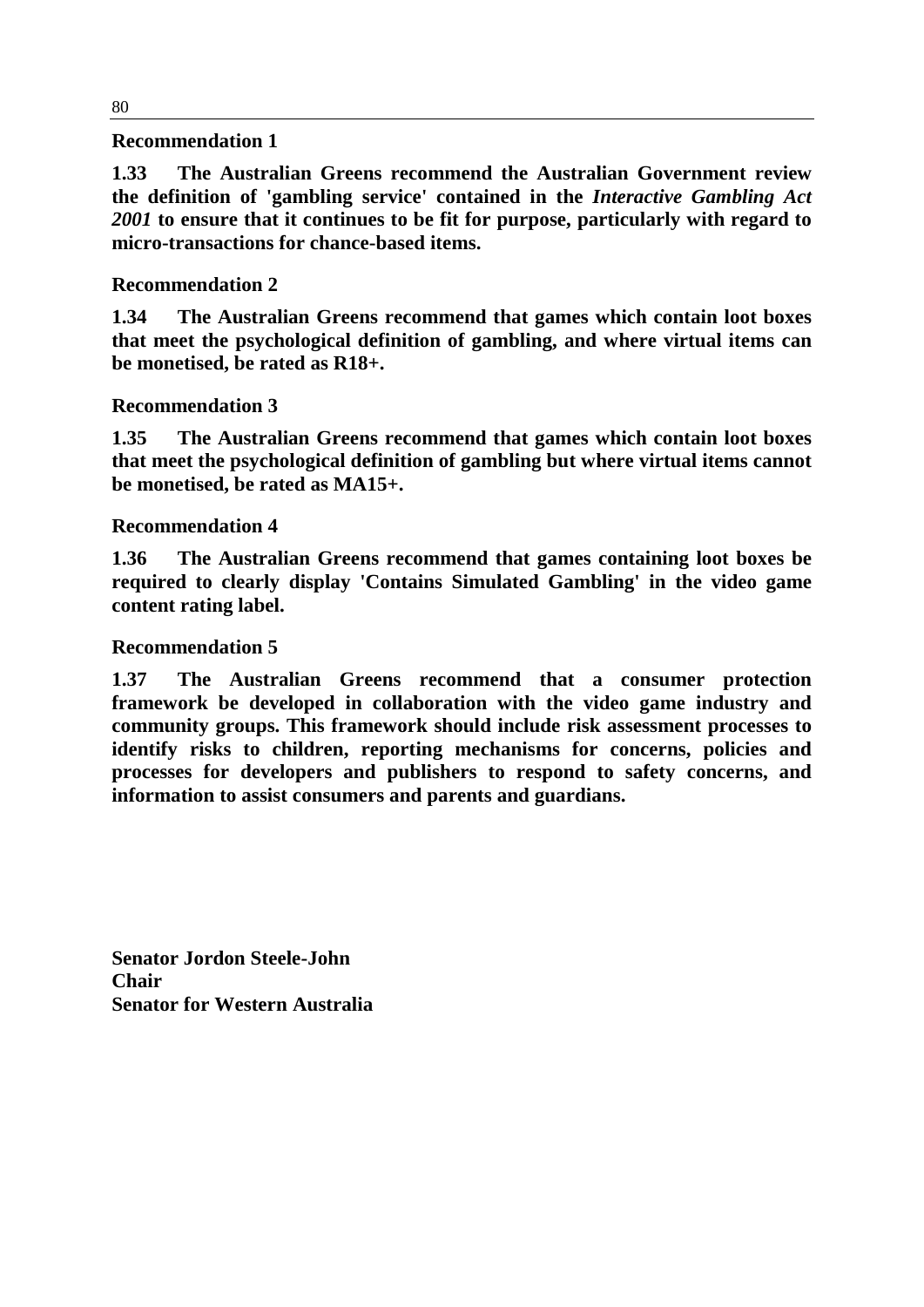**Recommendation 1**

**1.33 The Australian Greens recommend the Australian Government review the definition of 'gambling service' contained in the *Interactive Gambling Act 2001* to ensure that it continues to be fit for purpose, particularly with regard to micro-transactions for chance-based items.**

**Recommendation 2**

**1.34 The Australian Greens recommend that games which contain loot boxes that meet the psychological definition of gambling, and where virtual items can be monetised, be rated as R18+.**

**Recommendation 3**

**1.35 The Australian Greens recommend that games which contain loot boxes that meet the psychological definition of gambling but where virtual items cannot be monetised, be rated as MA15+.**

**Recommendation 4**

**1.36 The Australian Greens recommend that games containing loot boxes be required to clearly display 'Contains Simulated Gambling' in the video game content rating label.**

**Recommendation 5**

**1.37 The Australian Greens recommend that a consumer protection framework be developed in collaboration with the video game industry and community groups. This framework should include risk assessment processes to identify risks to children, reporting mechanisms for concerns, policies and processes for developers and publishers to respond to safety concerns, and information to assist consumers and parents and guardians.**

**Senator Jordon Steele-John**
**Chair**
**Senator for Western Australia**